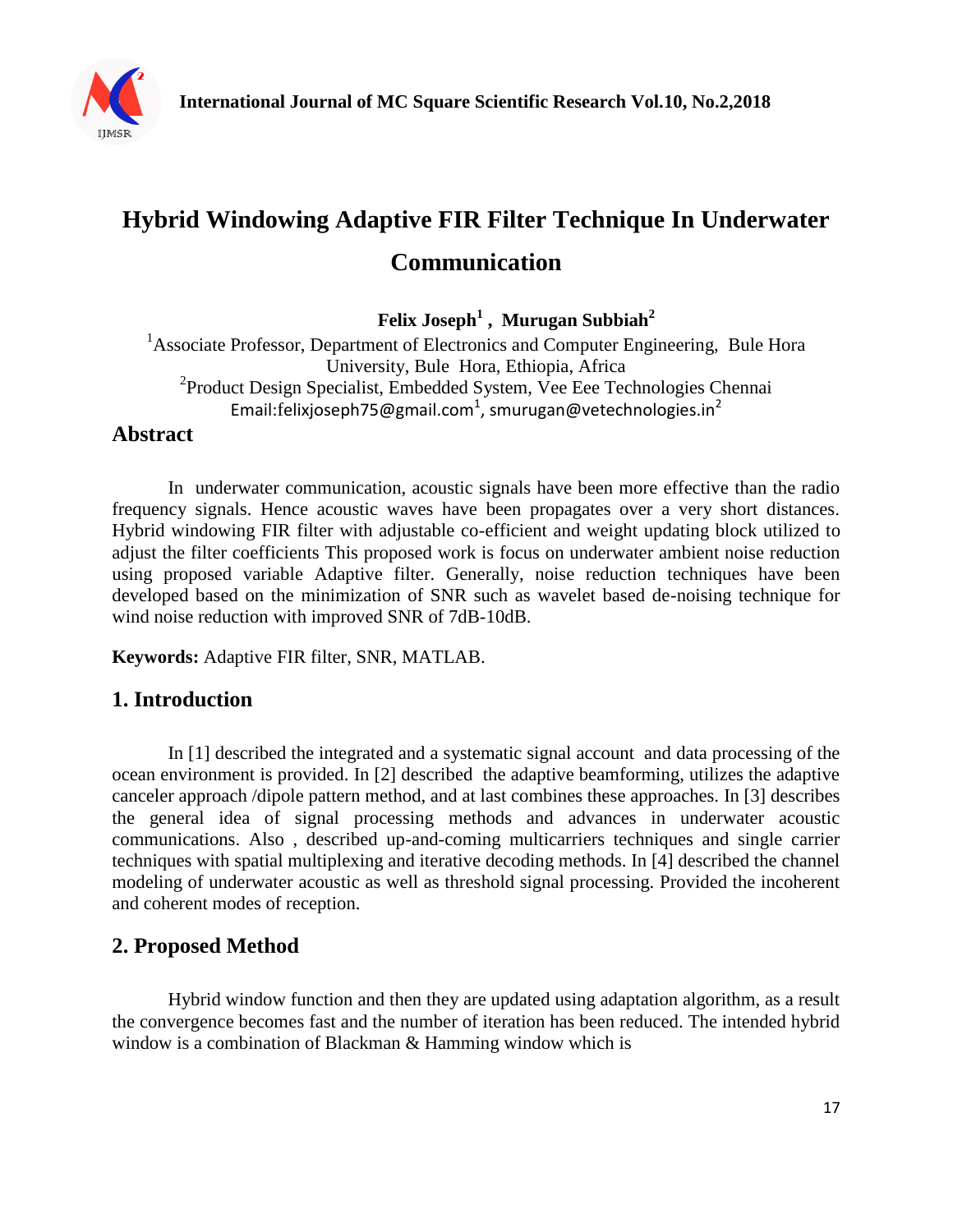# Hybrid Windowing Adaptive FIR Filter Technique In Underwater Communication

**Felix Joseph[1] , Murugan Subbiah[2]**

[1]Associate Professor, Department of Electronics and Computer Engineering, Bule Hora University, Bule Hora, Ethiopia, Africa
[2]Product Design Specialist, Embedded System, Vee Eee Technologies Chennai
Email:felixjoseph75@gmail.com[1], smurugan@vetechnologies.in[2]

## Abstract

In underwater communication, acoustic signals have been more effective than the radio frequency signals. Hence acoustic waves have been propagates over a very short distances. Hybrid windowing FIR filter with adjustable co-efficient and weight updating block utilized to adjust the filter coefficients This proposed work is focus on underwater ambient noise reduction using proposed variable Adaptive filter. Generally, noise reduction techniques have been developed based on the minimization of SNR such as wavelet based de-noising technique for wind noise reduction with improved SNR of 7dB-10dB.

**Keywords:** Adaptive FIR filter, SNR, MATLAB.

## 1. Introduction

In [1] described the integrated and a systematic signal account and data processing of the ocean environment is provided. In [2] described the adaptive beamforming, utilizes the adaptive canceler approach /dipole pattern method, and at last combines these approaches. In [3] describes the general idea of signal processing methods and advances in underwater acoustic communications. Also , described up-and-coming multicarriers techniques and single carrier techniques with spatial multiplexing and iterative decoding methods. In [4] described the channel modeling of underwater acoustic as well as threshold signal processing. Provided the incoherent and coherent modes of reception.

## 2. Proposed Method

Hybrid window function and then they are updated using adaptation algorithm, as a result the convergence becomes fast and the number of iteration has been reduced. The intended hybrid window is a combination of Blackman & Hamming window which is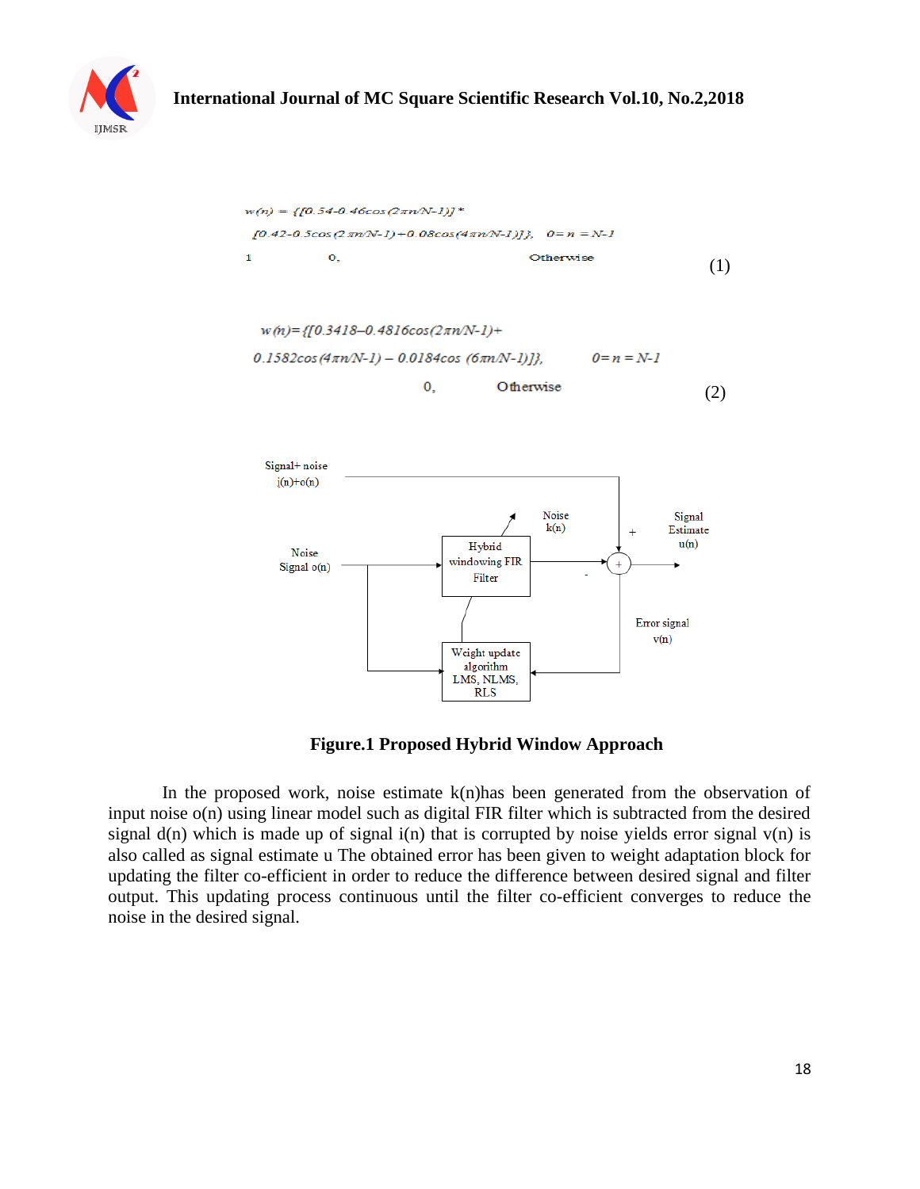$$w(n) = \{[0.54-0.46\cos(2\pi n/N-1)] * [0.42-0.5\cos(2\pi n/N-1)+0.08\cos(4\pi n/N-1)]\}, \quad 0 = n = N-1$$
$$1 \quad 0, \quad \text{Otherwise} \tag{1}$$

$$w(n)=\{[0.3418-0.4816\cos(2\pi n/N-1)+ 0.1582\cos(4\pi n/N-1) - 0.0184\cos(6\pi n/N-1)]\}, \quad 0 = n = N-1$$
$$0, \quad \text{Otherwise} \tag{2}$$

Signal+ noise i(n)+o(n)

Noise Signal o(n)

Hybrid windowing FIR Filter

Noise k(n)

Signal Estimate u(n)

Error signal v(n)

Weight update algorithm LMS, NLMS, RLS

**Figure.1 Proposed Hybrid Window Approach**

In the proposed work, noise estimate k(n)has been generated from the observation of input noise o(n) using linear model such as digital FIR filter which is subtracted from the desired signal d(n) which is made up of signal i(n) that is corrupted by noise yields error signal v(n) is also called as signal estimate u The obtained error has been given to weight adaptation block for updating the filter co-efficient in order to reduce the difference between desired signal and filter output. This updating process continuous until the filter co-efficient converges to reduce the noise in the desired signal.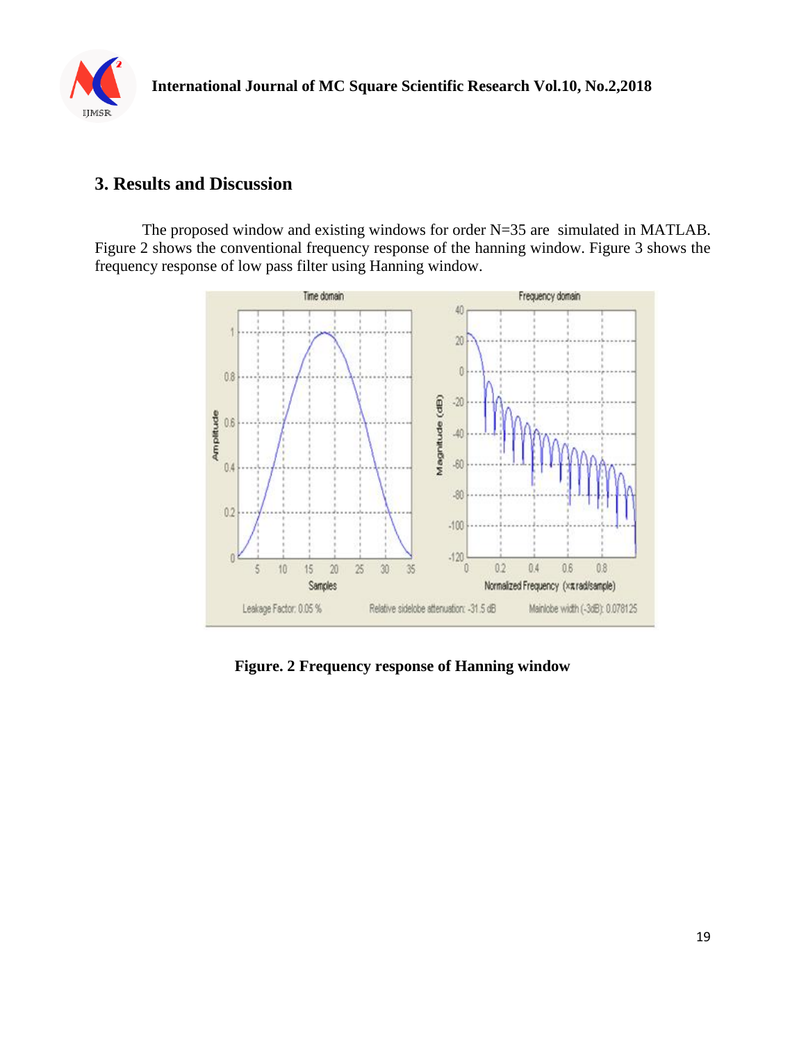## 3. Results and Discussion

The proposed window and existing windows for order N=35 are simulated in MATLAB. Figure 2 shows the conventional frequency response of the hanning window. Figure 3 shows the frequency response of low pass filter using Hanning window.

**Figure. 2 Frequency response of Hanning window**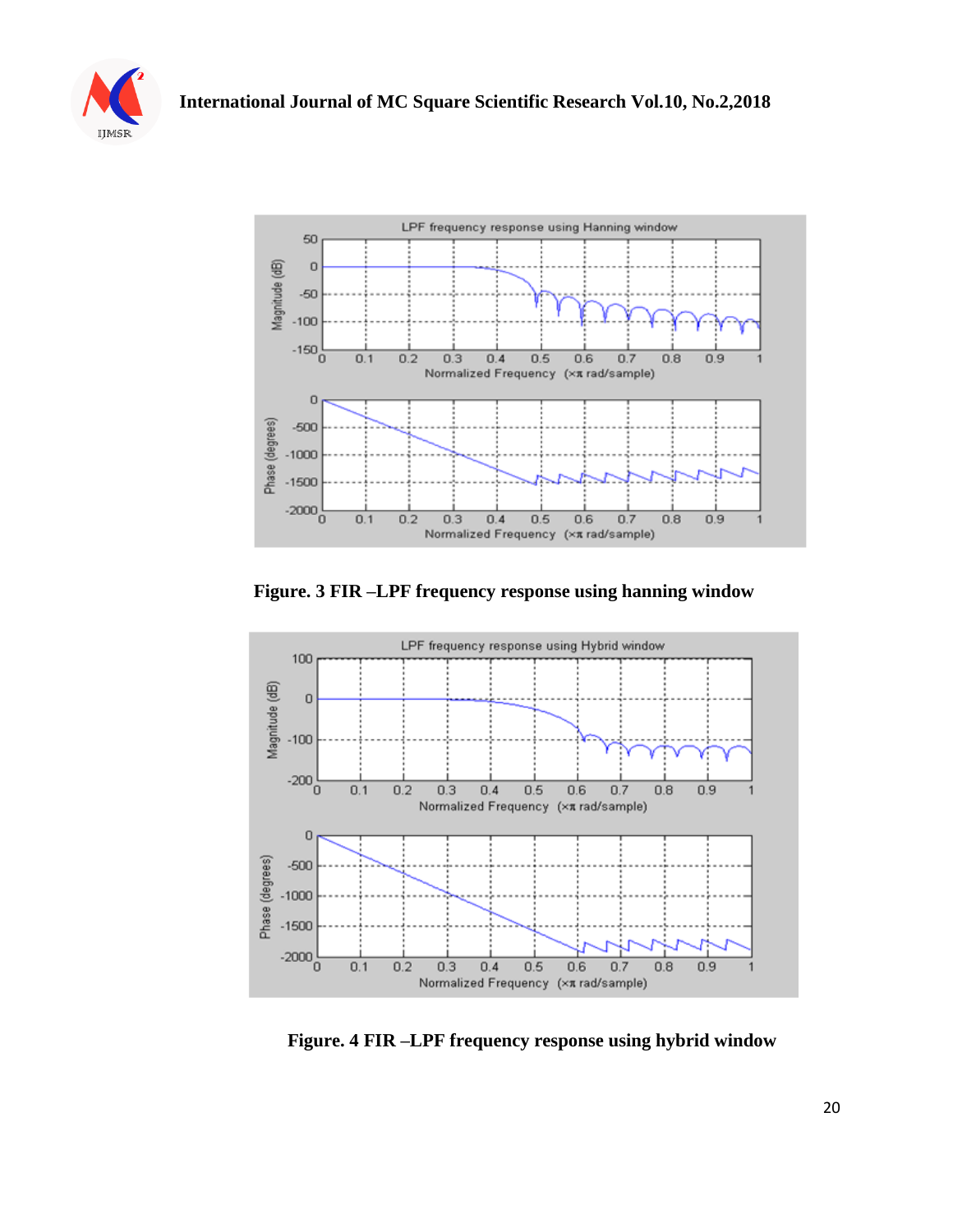Figure. 3 FIR –LPF frequency response using hanning window

Figure. 4 FIR –LPF frequency response using hybrid window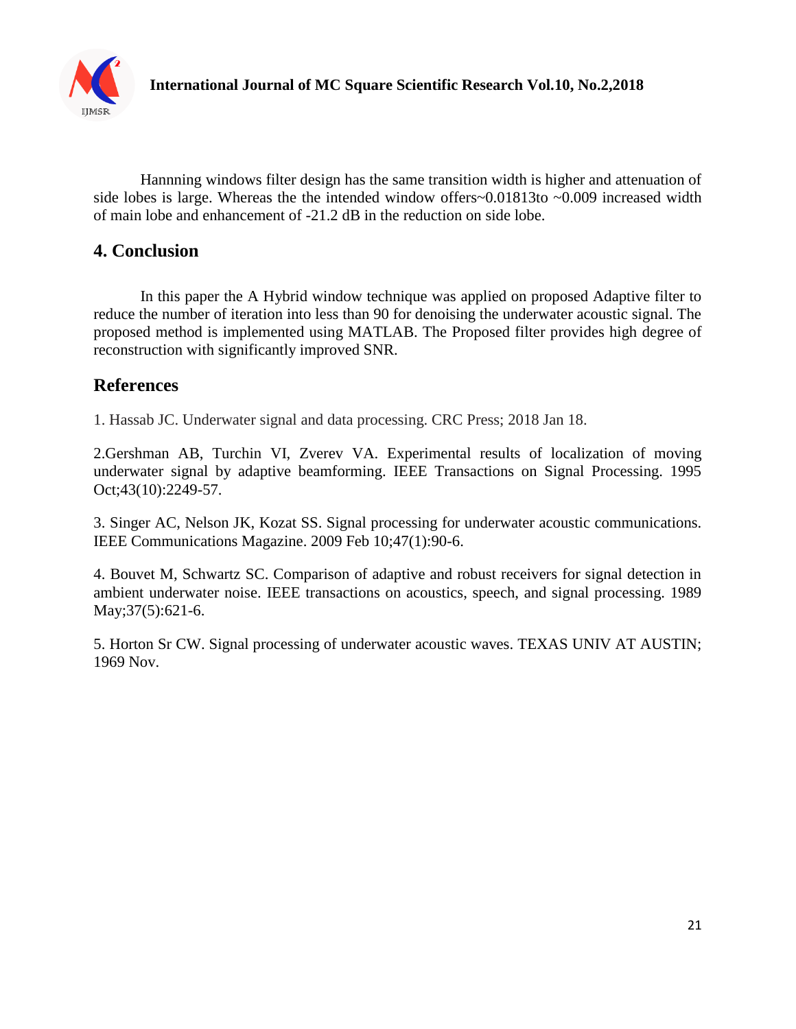Hannning windows filter design has the same transition width is higher and attenuation of side lobes is large. Whereas the the intended window offers~0.01813to ~0.009 increased width of main lobe and enhancement of -21.2 dB in the reduction on side lobe.

## 4. Conclusion

In this paper the A Hybrid window technique was applied on proposed Adaptive filter to reduce the number of iteration into less than 90 for denoising the underwater acoustic signal. The proposed method is implemented using MATLAB. The Proposed filter provides high degree of reconstruction with significantly improved SNR.

## References

1. Hassab JC. Underwater signal and data processing. CRC Press; 2018 Jan 18.

2.Gershman AB, Turchin VI, Zverev VA. Experimental results of localization of moving underwater signal by adaptive beamforming. IEEE Transactions on Signal Processing. 1995 Oct;43(10):2249-57.

3. Singer AC, Nelson JK, Kozat SS. Signal processing for underwater acoustic communications. IEEE Communications Magazine. 2009 Feb 10;47(1):90-6.

4. Bouvet M, Schwartz SC. Comparison of adaptive and robust receivers for signal detection in ambient underwater noise. IEEE transactions on acoustics, speech, and signal processing. 1989 May;37(5):621-6.

5. Horton Sr CW. Signal processing of underwater acoustic waves. TEXAS UNIV AT AUSTIN; 1969 Nov.